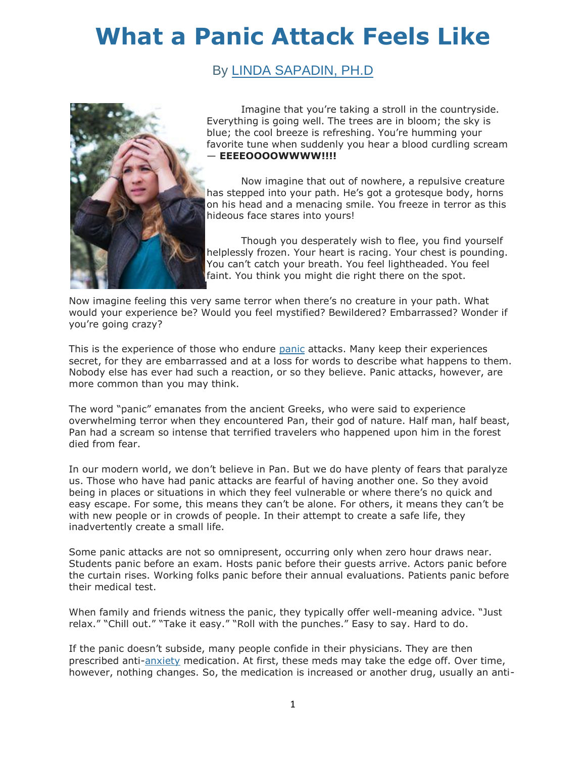# What a Panic Attack Feels Like

By LINDA SAPADIN, PH.D

Imagine that you're taking a stroll in the countryside. Everything is going well. The trees are in bloom; the sky is blue; the cool breeze is refreshing. You're humming your favorite tune when suddenly you hear a blood curdling scream — **EEEEOOOOWWWW!!!!**

Now imagine that out of nowhere, a repulsive creature has stepped into your path. He's got a grotesque body, horns on his head and a menacing smile. You freeze in terror as this hideous face stares into yours!

Though you desperately wish to flee, you find yourself helplessly frozen. Your heart is racing. Your chest is pounding. You can't catch your breath. You feel lightheaded. You feel faint. You think you might die right there on the spot.

Now imagine feeling this very same terror when there's no creature in your path. What would your experience be? Would you feel mystified? Bewildered? Embarrassed? Wonder if you're going crazy?

This is the experience of those who endure panic attacks. Many keep their experiences secret, for they are embarrassed and at a loss for words to describe what happens to them. Nobody else has ever had such a reaction, or so they believe. Panic attacks, however, are more common than you may think.

The word "panic" emanates from the ancient Greeks, who were said to experience overwhelming terror when they encountered Pan, their god of nature. Half man, half beast, Pan had a scream so intense that terrified travelers who happened upon him in the forest died from fear.

In our modern world, we don't believe in Pan. But we do have plenty of fears that paralyze us. Those who have had panic attacks are fearful of having another one. So they avoid being in places or situations in which they feel vulnerable or where there's no quick and easy escape. For some, this means they can't be alone. For others, it means they can't be with new people or in crowds of people. In their attempt to create a safe life, they inadvertently create a small life.

Some panic attacks are not so omnipresent, occurring only when zero hour draws near. Students panic before an exam. Hosts panic before their guests arrive. Actors panic before the curtain rises. Working folks panic before their annual evaluations. Patients panic before their medical test.

When family and friends witness the panic, they typically offer well-meaning advice. "Just relax." "Chill out." "Take it easy." "Roll with the punches." Easy to say. Hard to do.

If the panic doesn't subside, many people confide in their physicians. They are then prescribed anti-anxiety medication. At first, these meds may take the edge off. Over time, however, nothing changes. So, the medication is increased or another drug, usually an anti-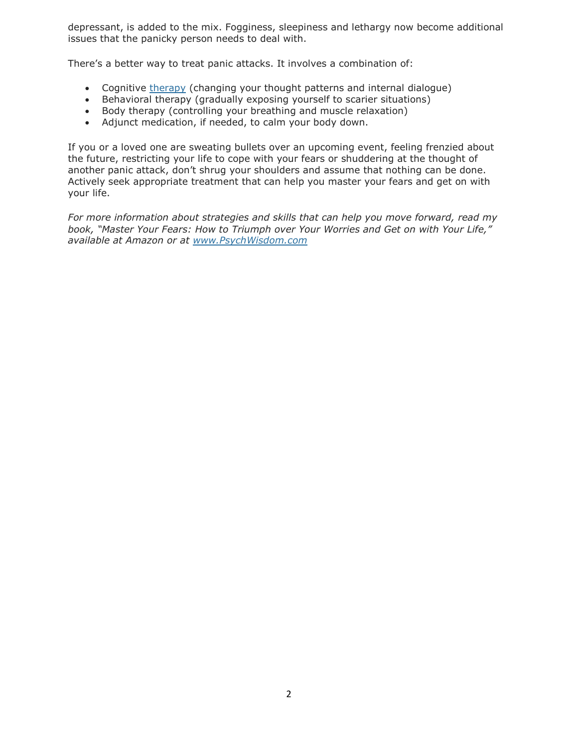depressant, is added to the mix. Fogginess, sleepiness and lethargy now become additional issues that the panicky person needs to deal with.

There's a better way to treat panic attacks. It involves a combination of:

- Cognitive therapy (changing your thought patterns and internal dialogue)
- Behavioral therapy (gradually exposing yourself to scarier situations)
- Body therapy (controlling your breathing and muscle relaxation)
- Adjunct medication, if needed, to calm your body down.

If you or a loved one are sweating bullets over an upcoming event, feeling frenzied about the future, restricting your life to cope with your fears or shuddering at the thought of another panic attack, don't shrug your shoulders and assume that nothing can be done. Actively seek appropriate treatment that can help you master your fears and get on with your life.

*For more information about strategies and skills that can help you move forward, read my book, "Master Your Fears: How to Triumph over Your Worries and Get on with Your Life," available at Amazon or at www.PsychWisdom.com*